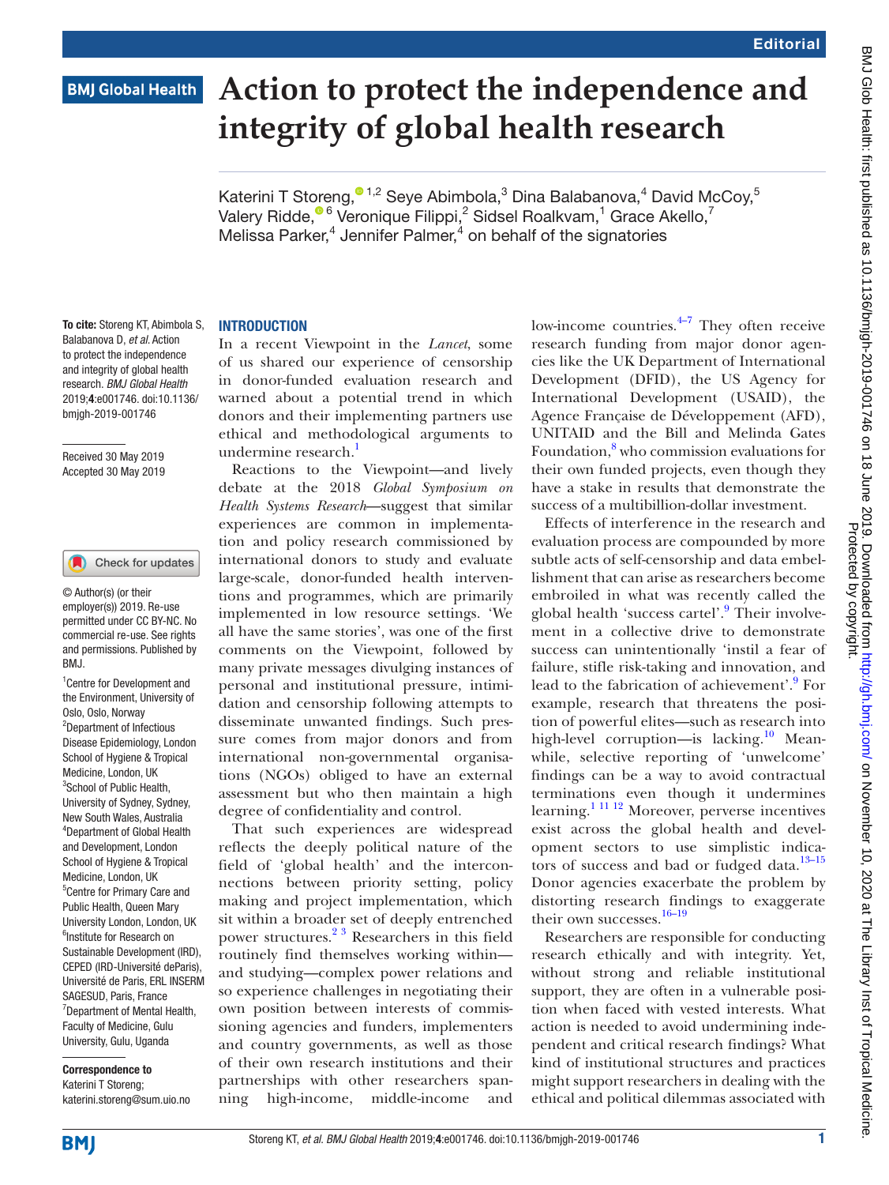# Action to protect the independence and integrity of global health research

Katerini T Storeng,[1,2] Seye Abimbola,[3] Dina Balabanova,[4] David McCoy,[5] Valery Ridde,[6] Veronique Filippi,[2] Sidsel Roalkvam,[1] Grace Akello,[7] Melissa Parker,[4] Jennifer Palmer,[4] on behalf of the signatories

**To cite:** Storeng KT, Abimbola S, Balabanova D, *et al*. Action to protect the independence and integrity of global health research. *BMJ Global Health* 2019;**4**:e001746. doi:10.1136/bmjgh-2019-001746

Received 30 May 2019
Accepted 30 May 2019

© Author(s) (or their employer(s)) 2019. Re-use permitted under CC BY-NC. No commercial re-use. See rights and permissions. Published by BMJ.

[1]Centre for Development and the Environment, University of Oslo, Oslo, Norway
[2]Department of Infectious Disease Epidemiology, London School of Hygiene & Tropical Medicine, London, UK
[3]School of Public Health, University of Sydney, Sydney, New South Wales, Australia
[4]Department of Global Health and Development, London School of Hygiene & Tropical Medicine, London, UK
[5]Centre for Primary Care and Public Health, Queen Mary University London, London, UK
[6]Institute for Research on Sustainable Development (IRD), CEPED (IRD-Université deParis), Université de Paris, ERL INSERM SAGESUD, Paris, France
[7]Department of Mental Health, Faculty of Medicine, Gulu University, Gulu, Uganda

**Correspondence to**
Katerini T Storeng;
katerini.storeng@sum.uio.no

## INTRODUCTION

In a recent Viewpoint in the *Lancet*, some of us shared our experience of censorship in donor-funded evaluation research and warned about a potential trend in which donors and their implementing partners use ethical and methodological arguments to undermine research.[1]

Reactions to the Viewpoint—and lively debate at the 2018 *Global Symposium on Health Systems Research*—suggest that similar experiences are common in implementation and policy research commissioned by international donors to study and evaluate large-scale, donor-funded health interventions and programmes, which are primarily implemented in low resource settings. 'We all have the same stories', was one of the first comments on the Viewpoint, followed by many private messages divulging instances of personal and institutional pressure, intimidation and censorship following attempts to disseminate unwanted findings. Such pressure comes from major donors and from international non-governmental organisations (NGOs) obliged to have an external assessment but who then maintain a high degree of confidentiality and control.

That such experiences are widespread reflects the deeply political nature of the field of 'global health' and the interconnections between priority setting, policy making and project implementation, which sit within a broader set of deeply entrenched power structures.[2,3] Researchers in this field routinely find themselves working within—and studying—complex power relations and so experience challenges in negotiating their own position between interests of commissioning agencies and funders, implementers and country governments, as well as those of their own research institutions and their partnerships with other researchers spanning high-income, middle-income and low-income countries.[4–7] They often receive research funding from major donor agencies like the UK Department of International Development (DFID), the US Agency for International Development (USAID), the Agence Française de Développement (AFD), UNITAID and the Bill and Melinda Gates Foundation,[8] who commission evaluations for their own funded projects, even though they have a stake in results that demonstrate the success of a multibillion-dollar investment.

Effects of interference in the research and evaluation process are compounded by more subtle acts of self-censorship and data embellishment that can arise as researchers become embroiled in what was recently called the global health 'success cartel'.[9] Their involvement in a collective drive to demonstrate success can unintentionally 'instil a fear of failure, stifle risk-taking and innovation, and lead to the fabrication of achievement'.[9] For example, research that threatens the position of powerful elites—such as research into high-level corruption—is lacking.[10] Meanwhile, selective reporting of 'unwelcome' findings can be a way to avoid contractual terminations even though it undermines learning.[1,11,12] Moreover, perverse incentives exist across the global health and development sectors to use simplistic indicators of success and bad or fudged data.[13–15] Donor agencies exacerbate the problem by distorting research findings to exaggerate their own successes.[16–19]

Researchers are responsible for conducting research ethically and with integrity. Yet, without strong and reliable institutional support, they are often in a vulnerable position when faced with vested interests. What action is needed to avoid undermining independent and critical research findings? What kind of institutional structures and practices might support researchers in dealing with the ethical and political dilemmas associated with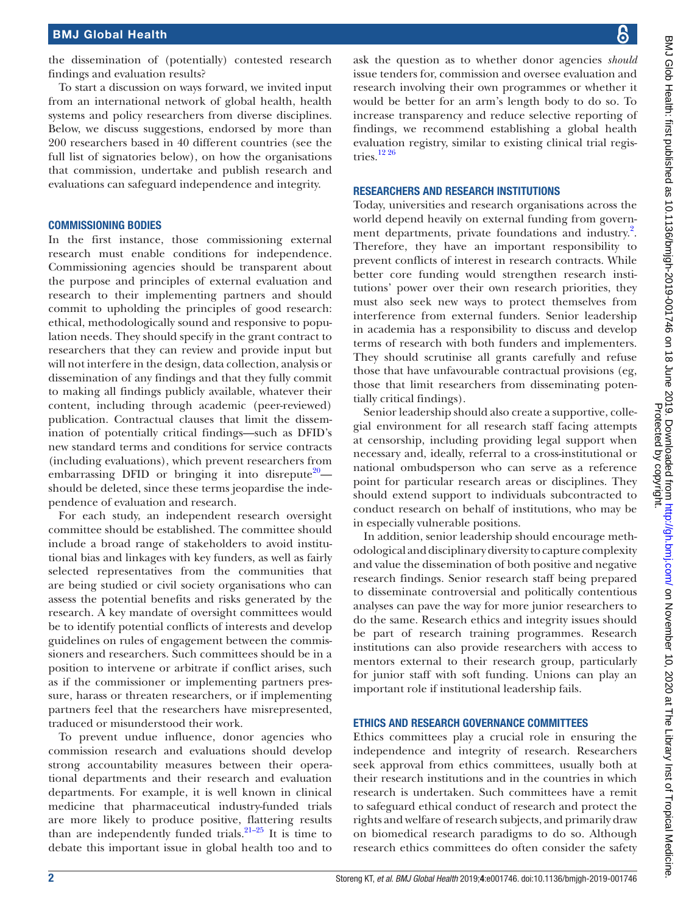the dissemination of (potentially) contested research findings and evaluation results?

To start a discussion on ways forward, we invited input from an international network of global health, health systems and policy researchers from diverse disciplines. Below, we discuss suggestions, endorsed by more than 200 researchers based in 40 different countries (see the full list of signatories below), on how the organisations that commission, undertake and publish research and evaluations can safeguard independence and integrity.

## COMMISSIONING BODIES

In the first instance, those commissioning external research must enable conditions for independence. Commissioning agencies should be transparent about the purpose and principles of external evaluation and research to their implementing partners and should commit to upholding the principles of good research: ethical, methodologically sound and responsive to population needs. They should specify in the grant contract to researchers that they can review and provide input but will not interfere in the design, data collection, analysis or dissemination of any findings and that they fully commit to making all findings publicly available, whatever their content, including through academic (peer-reviewed) publication. Contractual clauses that limit the dissemination of potentially critical findings—such as DFID's new standard terms and conditions for service contracts (including evaluations), which prevent researchers from embarrassing DFID or bringing it into disrepute[20]—should be deleted, since these terms jeopardise the independence of evaluation and research.

For each study, an independent research oversight committee should be established. The committee should include a broad range of stakeholders to avoid institutional bias and linkages with key funders, as well as fairly selected representatives from the communities that are being studied or civil society organisations who can assess the potential benefits and risks generated by the research. A key mandate of oversight committees would be to identify potential conflicts of interests and develop guidelines on rules of engagement between the commissioners and researchers. Such committees should be in a position to intervene or arbitrate if conflict arises, such as if the commissioner or implementing partners pressure, harass or threaten researchers, or if implementing partners feel that the researchers have misrepresented, traduced or misunderstood their work.

To prevent undue influence, donor agencies who commission research and evaluations should develop strong accountability measures between their operational departments and their research and evaluation departments. For example, it is well known in clinical medicine that pharmaceutical industry-funded trials are more likely to produce positive, flattering results than are independently funded trials.[21–25] It is time to debate this important issue in global health too and to ask the question as to whether donor agencies *should* issue tenders for, commission and oversee evaluation and research involving their own programmes or whether it would be better for an arm's length body to do so. To increase transparency and reduce selective reporting of findings, we recommend establishing a global health evaluation registry, similar to existing clinical trial registries.[12,26]

## RESEARCHERS AND RESEARCH INSTITUTIONS

Today, universities and research organisations across the world depend heavily on external funding from government departments, private foundations and industry.[2]. Therefore, they have an important responsibility to prevent conflicts of interest in research contracts. While better core funding would strengthen research institutions' power over their own research priorities, they must also seek new ways to protect themselves from interference from external funders. Senior leadership in academia has a responsibility to discuss and develop terms of research with both funders and implementers. They should scrutinise all grants carefully and refuse those that have unfavourable contractual provisions (eg, those that limit researchers from disseminating potentially critical findings).

Senior leadership should also create a supportive, collegial environment for all research staff facing attempts at censorship, including providing legal support when necessary and, ideally, referral to a cross-institutional or national ombudsperson who can serve as a reference point for particular research areas or disciplines. They should extend support to individuals subcontracted to conduct research on behalf of institutions, who may be in especially vulnerable positions.

In addition, senior leadership should encourage methodological and disciplinary diversity to capture complexity and value the dissemination of both positive and negative research findings. Senior research staff being prepared to disseminate controversial and politically contentious analyses can pave the way for more junior researchers to do the same. Research ethics and integrity issues should be part of research training programmes. Research institutions can also provide researchers with access to mentors external to their research group, particularly for junior staff with soft funding. Unions can play an important role if institutional leadership fails.

## ETHICS AND RESEARCH GOVERNANCE COMMITTEES

Ethics committees play a crucial role in ensuring the independence and integrity of research. Researchers seek approval from ethics committees, usually both at their research institutions and in the countries in which research is undertaken. Such committees have a remit to safeguard ethical conduct of research and protect the rights and welfare of research subjects, and primarily draw on biomedical research paradigms to do so. Although research ethics committees do often consider the safety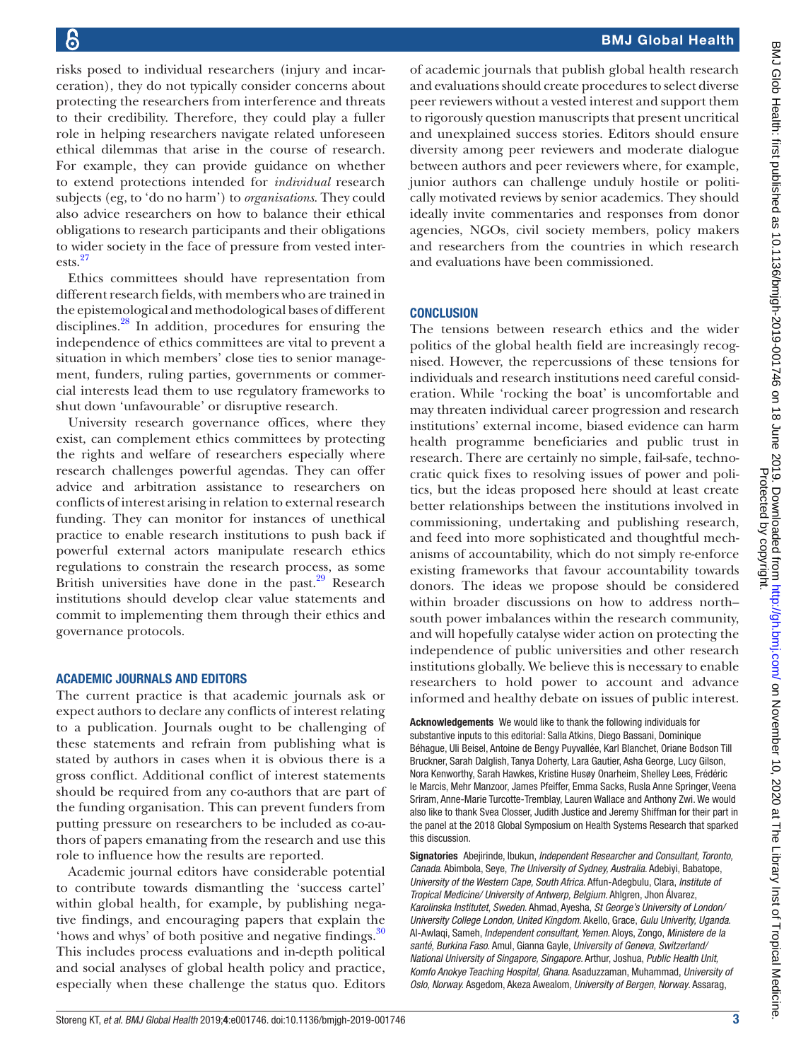risks posed to individual researchers (injury and incarceration), they do not typically consider concerns about protecting the researchers from interference and threats to their credibility. Therefore, they could play a fuller role in helping researchers navigate related unforeseen ethical dilemmas that arise in the course of research. For example, they can provide guidance on whether to extend protections intended for *individual* research subjects (eg, to 'do no harm') to *organisations*. They could also advice researchers on how to balance their ethical obligations to research participants and their obligations to wider society in the face of pressure from vested interests.[27]

Ethics committees should have representation from different research fields, with members who are trained in the epistemological and methodological bases of different disciplines.[28] In addition, procedures for ensuring the independence of ethics committees are vital to prevent a situation in which members' close ties to senior management, funders, ruling parties, governments or commercial interests lead them to use regulatory frameworks to shut down 'unfavourable' or disruptive research.

University research governance offices, where they exist, can complement ethics committees by protecting the rights and welfare of researchers especially where research challenges powerful agendas. They can offer advice and arbitration assistance to researchers on conflicts of interest arising in relation to external research funding. They can monitor for instances of unethical practice to enable research institutions to push back if powerful external actors manipulate research ethics regulations to constrain the research process, as some British universities have done in the past.[29] Research institutions should develop clear value statements and commit to implementing them through their ethics and governance protocols.

## ACADEMIC JOURNALS AND EDITORS

The current practice is that academic journals ask or expect authors to declare any conflicts of interest relating to a publication. Journals ought to be challenging of these statements and refrain from publishing what is stated by authors in cases when it is obvious there is a gross conflict. Additional conflict of interest statements should be required from any co-authors that are part of the funding organisation. This can prevent funders from putting pressure on researchers to be included as co-authors of papers emanating from the research and use this role to influence how the results are reported.

Academic journal editors have considerable potential to contribute towards dismantling the 'success cartel' within global health, for example, by publishing negative findings, and encouraging papers that explain the 'hows and whys' of both positive and negative findings.[30] This includes process evaluations and in-depth political and social analyses of global health policy and practice, especially when these challenge the status quo. Editors of academic journals that publish global health research and evaluations should create procedures to select diverse peer reviewers without a vested interest and support them to rigorously question manuscripts that present uncritical and unexplained success stories. Editors should ensure diversity among peer reviewers and moderate dialogue between authors and peer reviewers where, for example, junior authors can challenge unduly hostile or politically motivated reviews by senior academics. They should ideally invite commentaries and responses from donor agencies, NGOs, civil society members, policy makers and researchers from the countries in which research and evaluations have been commissioned.

## CONCLUSION

The tensions between research ethics and the wider politics of the global health field are increasingly recognised. However, the repercussions of these tensions for individuals and research institutions need careful consideration. While 'rocking the boat' is uncomfortable and may threaten individual career progression and research institutions' external income, biased evidence can harm health programme beneficiaries and public trust in research. There are certainly no simple, fail-safe, technocratic quick fixes to resolving issues of power and politics, but the ideas proposed here should at least create better relationships between the institutions involved in commissioning, undertaking and publishing research, and feed into more sophisticated and thoughtful mechanisms of accountability, which do not simply re-enforce existing frameworks that favour accountability towards donors. The ideas we propose should be considered within broader discussions on how to address north–south power imbalances within the research community, and will hopefully catalyse wider action on protecting the independence of public universities and other research institutions globally. We believe this is necessary to enable researchers to hold power to account and advance informed and healthy debate on issues of public interest.

**Acknowledgements** We would like to thank the following individuals for substantive inputs to this editorial: Salla Atkins, Diego Bassani, Dominique Béhague, Uli Beisel, Antoine de Bengy Puyvallée, Karl Blanchet, Oriane Bodson Till Bruckner, Sarah Dalglish, Tanya Doherty, Lara Gautier, Asha George, Lucy Gilson, Nora Kenworthy, Sarah Hawkes, Kristine Husøy Onarheim, Shelley Lees, Frédéric le Marcis, Mehr Manzoor, James Pfeiffer, Emma Sacks, Rusla Anne Springer, Veena Sriram, Anne-Marie Turcotte-Tremblay, Lauren Wallace and Anthony Zwi. We would also like to thank Svea Closser, Judith Justice and Jeremy Shiffman for their part in the panel at the 2018 Global Symposium on Health Systems Research that sparked this discussion.

**Signatories** Abejirinde, Ibukun, *Independent Researcher and Consultant, Toronto, Canada.* Abimbola, Seye, *The University of Sydney, Australia.* Adebiyi, Babatope, *University of the Western Cape, South Africa.* Affun-Adegbulu, Clara, *Institute of Tropical Medicine/ University of Antwerp, Belgium.* Ahlgren, Jhon Álvarez, *Karolinska Institutet, Sweden.* Ahmad, Ayesha, *St George's University of London/ University College London, United Kingdom.* Akello, Grace, *Gulu Univerity, Uganda.* Al-Awlaqi, Sameh, *Independent consultant, Yemen.* Aloys, Zongo, *Ministere de la santé, Burkina Faso.* Amul, Gianna Gayle, *University of Geneva, Switzerland/ National University of Singapore, Singapore.* Arthur, Joshua, *Public Health Unit, Komfo Anokye Teaching Hospital, Ghana.* Asaduzzaman, Muhammad, *University of Oslo, Norway.* Asgedom, Akeza Awealom, *University of Bergen, Norway.* Assarag,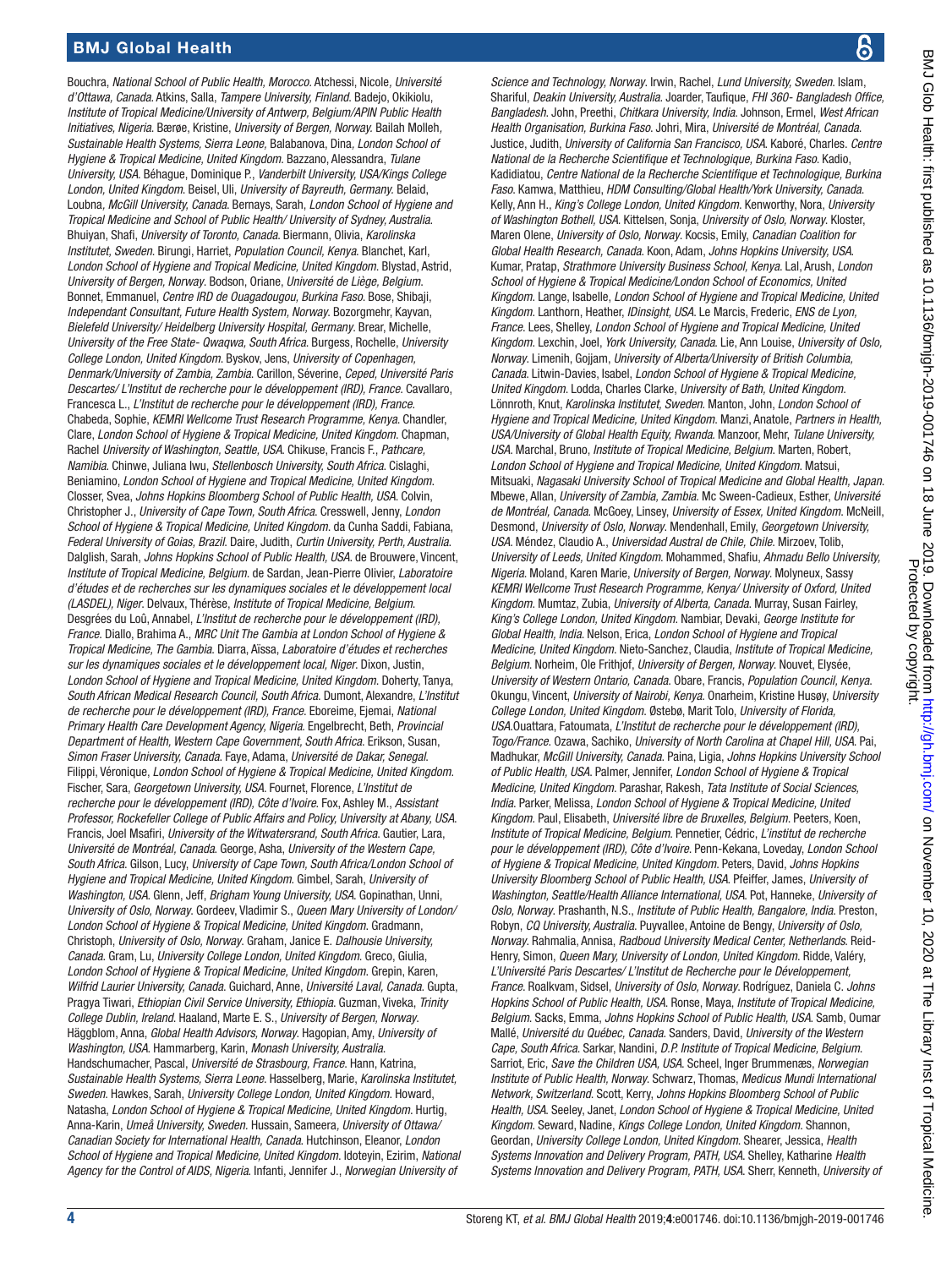Bouchra, *National School of Public Health, Morocco.* Atchessi, Nicole, *Université d'Ottawa, Canada.* Atkins, Salla, *Tampere University, Finland.* Badejo, Okikiolu, *Institute of Tropical Medicine/University of Antwerp, Belgium/APIN Public Health Initiatives, Nigeria.* Bærøe, Kristine, *University of Bergen, Norway.* Bailah Molleh, *Sustainable Health Systems, Sierra Leone,* Balabanova, Dina, *London School of Hygiene & Tropical Medicine, United Kingdom.* Bazzano, Alessandra, *Tulane University, USA.* Béhague, Dominique P., *Vanderbilt University, USA/Kings College London, United Kingdom.* Beisel, Uli, *University of Bayreuth, Germany.* Belaid, Loubna, *McGill University, Canada.* Bernays, Sarah, *London School of Hygiene and Tropical Medicine and School of Public Health/ University of Sydney, Australia.* Bhuiyan, Shafi, *University of Toronto, Canada.* Biermann, Olivia, *Karolinska Institutet, Sweden.* Birungi, Harriet, *Population Council, Kenya.* Blanchet, Karl, *London School of Hygiene and Tropical Medicine, United Kingdom.* Blystad, Astrid, *University of Bergen, Norway.* Bodson, Oriane, *Université de Liège, Belgium.* Bonnet, Emmanuel, *Centre IRD de Ouagadougou, Burkina Faso.* Bose, Shibaji, *Independant Consultant, Future Health System, Norway.* Bozorgmehr, Kayvan, *Bielefeld University/ Heidelberg University Hospital, Germany.* Brear, Michelle, *University of the Free State- Qwaqwa, South Africa.* Burgess, Rochelle, *University College London, United Kingdom.* Byskov, Jens, *University of Copenhagen, Denmark/University of Zambia, Zambia.* Carillon, Séverine, *Ceped, Université Paris Descartes/ L'Institut de recherche pour le développement (IRD), France.* Cavallaro, Francesca L., *L'Institut de recherche pour le développement (IRD), France.* Chabeda, Sophie, *KEMRI Wellcome Trust Research Programme, Kenya.* Chandler, Clare, *London School of Hygiene & Tropical Medicine, United Kingdom.* Chapman, Rachel *University of Washington, Seattle, USA.* Chikuse, Francis F., *Pathcare, Namibia.* Chinwe, Juliana Iwu, *Stellenbosch University, South Africa.* Cislaghi, Beniamino, *London School of Hygiene and Tropical Medicine, United Kingdom.* Closser, Svea, *Johns Hopkins Bloomberg School of Public Health, USA.* Colvin, Christopher J., *University of Cape Town, South Africa.* Cresswell, Jenny, *London School of Hygiene & Tropical Medicine, United Kingdom.* da Cunha Saddi, Fabiana, *Federal University of Goias, Brazil.* Daire, Judith, *Curtin University, Perth, Australia.* Dalglish, Sarah, *Johns Hopkins School of Public Health, USA.* de Brouwere, Vincent, *Institute of Tropical Medicine, Belgium.* de Sardan, Jean-Pierre Olivier, *Laboratoire d'études et de recherches sur les dynamiques sociales et le développement local (LASDEL), Niger.* Delvaux, Thérèse, *Institute of Tropical Medicine, Belgium.* Desgrées du Loû, Annabel, *L'Institut de recherche pour le développement (IRD), France.* Diallo, Brahima A., *MRC Unit The Gambia at London School of Hygiene & Tropical Medicine, The Gambia.* Diarra, Aïssa, *Laboratoire d'études et recherches sur les dynamiques sociales et le développement local, Niger.* Dixon, Justin, *London School of Hygiene and Tropical Medicine, United Kingdom.* Doherty, Tanya, *South African Medical Research Council, South Africa.* Dumont, Alexandre, *L'Institut de recherche pour le développement (IRD), France.* Eboreime, Ejemai, *National Primary Health Care Development Agency, Nigeria.* Engelbrecht, Beth, *Provincial Department of Health, Western Cape Government, South Africa.* Erikson, Susan, *Simon Fraser University, Canada.* Faye, Adama, *Université de Dakar, Senegal.* Filippi, Véronique, *London School of Hygiene & Tropical Medicine, United Kingdom.* Fischer, Sara, *Georgetown University, USA.* Fournet, Florence, *L'Institut de recherche pour le développement (IRD), Côte d'Ivoire.* Fox, Ashley M., *Assistant Professor, Rockefeller College of Public Affairs and Policy, University at Albany, USA.* Francis, Joel Msafiri, *University of the Witwatersrand, South Africa.* Gautier, Lara, *Université de Montréal, Canada.* George, Asha, *University of the Western Cape, South Africa.* Gilson, Lucy, *University of Cape Town, South Africa/London School of Hygiene and Tropical Medicine, United Kingdom.* Gimbel, Sarah, *University of Washington, USA.* Glenn, Jeff, *Brigham Young University, USA.* Gopinathan, Unni, *University of Oslo, Norway.* Gordeev, Vladimir S., *Queen Mary University of London/ London School of Hygiene & Tropical Medicine, United Kingdom.* Gradmann, Christoph, *University of Oslo, Norway.* Graham, Janice E. *Dalhousie University, Canada.* Gram, Lu, *University College London, United Kingdom.* Greco, Giulia, *London School of Hygiene & Tropical Medicine, United Kingdom.* Grepin, Karen, *Wilfrid Laurier University, Canada.* Guichard, Anne, *Université Laval, Canada.* Gupta, Pragya Tiwari, *Ethiopian Civil Service University, Ethiopia.* Guzman, Viveka, *Trinity College Dublin, Ireland.* Haaland, Marte E. S., *University of Bergen, Norway.* Häggblom, Anna, *Global Health Advisors, Norway.* Hagopian, Amy, *University of Washington, USA.* Hammarberg, Karin, *Monash University, Australia.* Handschumacher, Pascal, *Université de Strasbourg, France.* Hann, Katrina, *Sustainable Health Systems, Sierra Leone.* Hasselberg, Marie, *Karolinska Institutet, Sweden.* Hawkes, Sarah, *University College London, United Kingdom.* Howard, Natasha, *London School of Hygiene & Tropical Medicine, United Kingdom.* Hurtig, Anna-Karin, *Umeå University, Sweden.* Hussain, Sameera, *University of Ottawa/ Canadian Society for International Health, Canada.* Hutchinson, Eleanor, *London School of Hygiene and Tropical Medicine, United Kingdom.* Idoteyin, Ezirim, *National Agency for the Control of AIDS, Nigeria.* Infanti, Jennifer J., *Norwegian University of Science and Technology, Norway.* Irwin, Rachel, *Lund University, Sweden.* Islam, Shariful, *Deakin University, Australia.* Joarder, Taufique, *FHI 360- Bangladesh Office, Bangladesh.* John, Preethi, *Chitkara University, India.* Johnson, Ermel, *West African Health Organisation, Burkina Faso.* Johri, Mira, *Université de Montréal, Canada.* Justice, Judith, *University of California San Francisco, USA.* Kaboré, Charles. *Centre National de la Recherche Scientifique et Technologique, Burkina Faso.* Kadio, Kadidiatou, *Centre National de la Recherche Scientifique et Technologique, Burkina Faso.* Kamwa, Matthieu, *HDM Consulting/Global Health/York University, Canada.* Kelly, Ann H., *King's College London, United Kingdom.* Kenworthy, Nora, *University of Washington Bothell, USA.* Kittelsen, Sonja, *University of Oslo, Norway.* Kloster, Maren Olene, *University of Oslo, Norway.* Kocsis, Emily, *Canadian Coalition for Global Health Research, Canada.* Koon, Adam, *Johns Hopkins University, USA.* Kumar, Pratap, *Strathmore University Business School, Kenya.* Lal, Arush, *London School of Hygiene & Tropical Medicine/London School of Economics, United Kingdom.* Lange, Isabelle, *London School of Hygiene and Tropical Medicine, United Kingdom.* Lanthorn, Heather, *IDinsight, USA.* Le Marcis, Frederic, *ENS de Lyon, France.* Lees, Shelley, *London School of Hygiene and Tropical Medicine, United Kingdom.* Lexchin, Joel, *York University, Canada.* Lie, Ann Louise, *University of Oslo, Norway.* Limenih, Gojjam, *University of Alberta/University of British Columbia, Canada.* Litwin-Davies, Isabel, *London School of Hygiene & Tropical Medicine, United Kingdom.* Lodda, Charles Clarke, *University of Bath, United Kingdom.* Lönnroth, Knut, *Karolinska Institutet, Sweden.* Manton, John, *London School of Hygiene and Tropical Medicine, United Kingdom.* Manzi, Anatole, *Partners in Health, USA/University of Global Health Equity, Rwanda.* Manzoor, Mehr, *Tulane University, USA.* Marchal, Bruno, *Institute of Tropical Medicine, Belgium.* Marten, Robert, *London School of Hygiene and Tropical Medicine, United Kingdom.* Matsui, Mitsuaki, *Nagasaki University School of Tropical Medicine and Global Health, Japan.* Mbewe, Allan, *University of Zambia, Zambia.* Mc Sween-Cadieux, Esther, *Université de Montréal, Canada.* McGoey, Linsey, *University of Essex, United Kingdom.* McNeill, Desmond, *University of Oslo, Norway.* Mendenhall, Emily, *Georgetown University, USA.* Méndez, Claudio A., *Universidad Austral de Chile, Chile.* Mirzoev, Tolib, *University of Leeds, United Kingdom.* Mohammed, Shafiu, *Ahmadu Bello University, Nigeria.* Moland, Karen Marie, *University of Bergen, Norway.* Molyneux, Sassy *KEMRI Wellcome Trust Research Programme, Kenya/ University of Oxford, United Kingdom.* Mumtaz, Zubia, *University of Alberta, Canada.* Murray, Susan Fairley, *King's College London, United Kingdom.* Nambiar, Devaki, *George Institute for Global Health, India.* Nelson, Erica, *London School of Hygiene and Tropical Medicine, United Kingdom.* Nieto-Sanchez, Claudia, *Institute of Tropical Medicine, Belgium.* Norheim, Ole Frithjof, *University of Bergen, Norway.* Nouvet, Elysée, *University of Western Ontario, Canada.* Obare, Francis, *Population Council, Kenya.* Okungu, Vincent, *University of Nairobi, Kenya.* Onarheim, Kristine Husøy, *University College London, United Kingdom.* Østebø, Marit Tolo, *University of Florida, USA.*Ouattara, Fatoumata, *L'Institut de recherche pour le développement (IRD), Togo/France.* Ozawa, Sachiko, *University of North Carolina at Chapel Hill, USA.* Pai, Madhukar, *McGill University, Canada.* Paina, Ligia, *Johns Hopkins University School of Public Health, USA.* Palmer, Jennifer, *London School of Hygiene & Tropical Medicine, United Kingdom.* Parashar, Rakesh, *Tata Institute of Social Sciences, India.* Parker, Melissa, *London School of Hygiene & Tropical Medicine, United Kingdom.* Paul, Elisabeth, *Université libre de Bruxelles, Belgium.* Peeters, Koen, *Institute of Tropical Medicine, Belgium.* Pennetier, Cédric, *L'institut de recherche pour le développement (IRD), Côte d'Ivoire.* Penn-Kekana, Loveday, *London School of Hygiene & Tropical Medicine, United Kingdom.* Peters, David, *Johns Hopkins University Bloomberg School of Public Health, USA.* Pfeiffer, James, *University of Washington, Seattle/Health Alliance International, USA.* Pot, Hanneke, *University of Oslo, Norway.* Prashanth, N.S., *Institute of Public Health, Bangalore, India.* Preston, Robyn, *CQ University, Australia.* Puyvallee, Antoine de Bengy, *University of Oslo, Norway.* Rahmalia, Annisa, *Radboud University Medical Center, Netherlands.* Reid-Henry, Simon, *Queen Mary, University of London, United Kingdom.* Ridde, Valéry, *L'Université Paris Descartes/ L'Institut de Recherche pour le Développement, France.* Roalkvam, Sidsel, *University of Oslo, Norway.* Rodríguez, Daniela C. *Johns Hopkins School of Public Health, USA.* Ronse, Maya, *Institute of Tropical Medicine, Belgium.* Sacks, Emma, *Johns Hopkins School of Public Health, USA.* Samb, Oumar Mallé, *Université du Québec, Canada.* Sanders, David, *University of the Western Cape, South Africa.* Sarkar, Nandini, *D.P. Institute of Tropical Medicine, Belgium.* Sarriot, Eric, *Save the Children USA, USA.* Scheel, Inger Brummenæs, *Norwegian Institute of Public Health, Norway.* Schwarz, Thomas, *Medicus Mundi International Network, Switzerland.* Scott, Kerry, *Johns Hopkins Bloomberg School of Public Health, USA.* Seeley, Janet, *London School of Hygiene & Tropical Medicine, United Kingdom.* Seward, Nadine, *Kings College London, United Kingdom.* Shannon, Geordan, *University College London, United Kingdom.* Shearer, Jessica, *Health Systems Innovation and Delivery Program, PATH, USA.* Shelley, Katharine *Health Systems Innovation and Delivery Program, PATH, USA.* Sherr, Kenneth, *University of*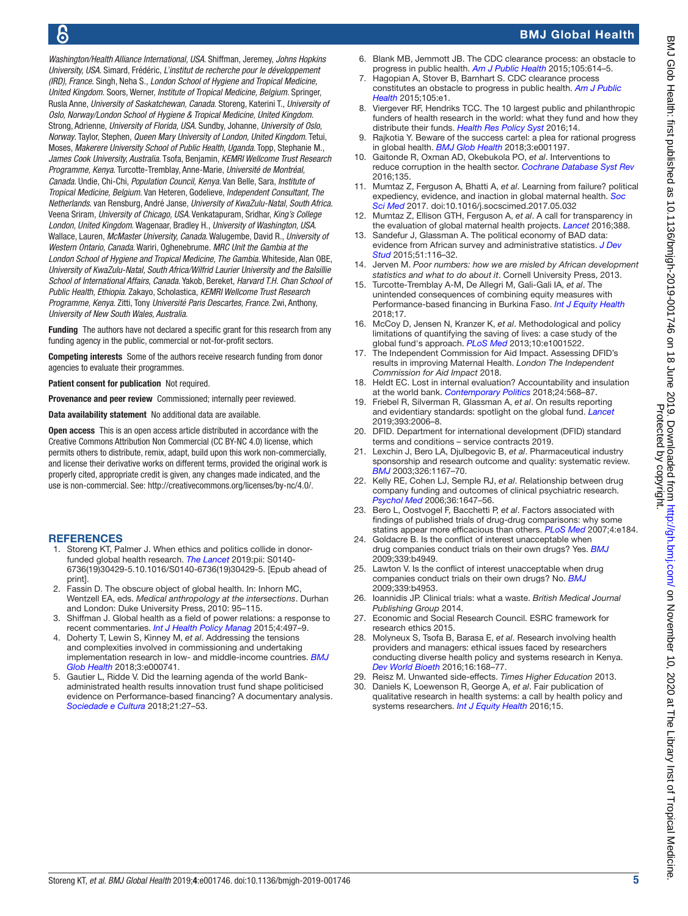*Washington/Health Alliance International, USA.* Shiffman, Jeremey, *Johns Hopkins University, USA.* Simard, Frédéric, *L'institut de recherche pour le développement (IRD), France.* Singh, Neha S., *London School of Hygiene and Tropical Medicine, United Kingdom.* Soors, Werner, *Institute of Tropical Medicine, Belgium.* Springer, Rusla Anne, *University of Saskatchewan, Canada.* Storeng, Katerini T., *University of Oslo, Norway/London School of Hygiene & Tropical Medicine, United Kingdom.* Strong, Adrienne, *University of Florida, USA.* Sundby, Johanne, *University of Oslo, Norway.* Taylor, Stephen, *Queen Mary University of London, United Kingdom.* Tetui, Moses, *Makerere University School of Public Health, Uganda.* Topp, Stephanie M., *James Cook University, Australia.* Tsofa, Benjamin, *KEMRI Wellcome Trust Research Programme, Kenya.* Turcotte-Tremblay, Anne-Marie, *Université de Montréal, Canada.* Undie, Chi-Chi, *Population Council, Kenya.* Van Belle, Sara, *Institute of Tropical Medicine, Belgium.* Van Heteren, Godelieve, *Independent Consultant, The Netherlands.* van Rensburg, André Janse, *University of KwaZulu-Natal, South Africa.* Veena Sriram, *University of Chicago, USA.* Venkatapuram, Sridhar, *King's College London, United Kingdom.* Wagenaar, Bradley H., *University of Washington, USA.* Wallace, Lauren, *McMaster University, Canada.* Walugembe, David R., *University of Western Ontario, Canada.* Wariri, Oghenebrume. *MRC Unit the Gambia at the London School of Hygiene and Tropical Medicine, The Gambia.* Whiteside, Alan OBE, *University of KwaZulu-Natal, South Africa/Wilfrid Laurier University and the Balsillie School of International Affairs, Canada.* Yakob, Bereket, *Harvard T.H. Chan School of Public Health, Ethiopia.* Zakayo, Scholastica, *KEMRI Wellcome Trust Research Programme, Kenya.* Zitti, Tony *Université Paris Descartes, France.* Zwi, Anthony, *University of New South Wales, Australia.*

**Funding** The authors have not declared a specific grant for this research from any funding agency in the public, commercial or not-for-profit sectors.

**Competing interests** Some of the authors receive research funding from donor agencies to evaluate their programmes.

**Patient consent for publication** Not required.

**Provenance and peer review** Commissioned; internally peer reviewed.

**Data availability statement** No additional data are available.

**Open access** This is an open access article distributed in accordance with the Creative Commons Attribution Non Commercial (CC BY-NC 4.0) license, which permits others to distribute, remix, adapt, build upon this work non-commercially, and license their derivative works on different terms, provided the original work is properly cited, appropriate credit is given, any changes made indicated, and the use is non-commercial. See: http://creativecommons.org/licenses/by-nc/4.0/.

## REFERENCES

1. Storeng KT, Palmer J. When ethics and politics collide in donor-funded global health research. *The Lancet* 2019:pii: S0140-6736(19)30429-5.10.1016/S0140-6736(19)30429-5. [Epub ahead of print].
2. Fassin D. The obscure object of global health. In: Inhorn MC, Wentzell EA, eds. *Medical anthropology at the intersections*. Durhan and London: Duke University Press, 2010: 95–115.
3. Shiffman J. Global health as a field of power relations: a response to recent commentaries. *Int J Health Policy Manag* 2015;4:497–9.
4. Doherty T, Lewin S, Kinney M, *et al*. Addressing the tensions and complexities involved in commissioning and undertaking implementation research in low- and middle-income countries. *BMJ Glob Health* 2018;3:e000741.
5. Gautier L, Ridde V. Did the learning agenda of the world Bank-administrated health results innovation trust fund shape politicised evidence on Performance-based financing? A documentary analysis. *Sociedade e Cultura* 2018;21:27–53.
6. Blank MB, Jemmott JB. The CDC clearance process: an obstacle to progress in public health. *Am J Public Health* 2015;105:614–5.
7. Hagopian A, Stover B, Barnhart S. CDC clearance process constitutes an obstacle to progress in public health. *Am J Public Health* 2015;105:e1.
8. Viergever RF, Hendriks TCC. The 10 largest public and philanthropic funders of health research in the world: what they fund and how they distribute their funds. *Health Res Policy Syst* 2016;14.
9. Rajkotia Y. Beware of the success cartel: a plea for rational progress in global health. *BMJ Glob Health* 2018;3:e001197.
10. Gaitonde R, Oxman AD, Okebukola PO, *et al*. Interventions to reduce corruption in the health sector. *Cochrane Database Syst Rev* 2016;135.
11. Mumtaz Z, Ferguson A, Bhatti A, *et al*. Learning from failure? political expediency, evidence, and inaction in global maternal health. *Soc Sci Med* 2017. doi:10.1016/j.socscimed.2017.05.032
12. Mumtaz Z, Ellison GTH, Ferguson A, *et al*. A call for transparency in the evaluation of global maternal health projects. *Lancet* 2016;388.
13. Sandefur J, Glassman A. The political economy of BAD data: evidence from African survey and administrative statistics. *J Dev Stud* 2015;51:116–32.
14. Jerven M. *Poor numbers: how we are misled by African development statistics and what to do about it*. Cornell University Press, 2013.
15. Turcotte-Tremblay A-M, De Allegri M, Gali-Gali IA, *et al*. The unintended consequences of combining equity measures with Performance-based financing in Burkina Faso. *Int J Equity Health* 2018;17.
16. McCoy D, Jensen N, Kranzer K, *et al*. Methodological and policy limitations of quantifying the saving of lives: a case study of the global fund's approach. *PLoS Med* 2013;10:e1001522.
17. The Independent Commission for Aid Impact. Assessing DFID's results in improving Maternal Health. *London The Independent Commission for Aid Impact* 2018.
18. Heldt EC. Lost in internal evaluation? Accountability and insulation at the world bank. *Contemporary Politics* 2018;24:568–87.
19. Friebel R, Silverman R, Glassman A, *et al*. On results reporting and evidentiary standards: spotlight on the global fund. *Lancet* 2019;393:2006–8.
20. DFID. Department for international development (DFID) standard terms and conditions – service contracts 2019.
21. Lexchin J, Bero LA, Djulbegovic B, *et al*. Pharmaceutical industry sponsorship and research outcome and quality: systematic review. *BMJ* 2003;326:1167–70.
22. Kelly RE, Cohen LJ, Semple RJ, *et al*. Relationship between drug company funding and outcomes of clinical psychiatric research. *Psychol Med* 2006;36:1647–56.
23. Bero L, Oostvogel F, Bacchetti P, *et al*. Factors associated with findings of published trials of drug-drug comparisons: why some statins appear more efficacious than others. *PLoS Med* 2007;4:e184.
24. Goldacre B. Is the conflict of interest unacceptable when drug companies conduct trials on their own drugs? Yes. *BMJ* 2009;339:b4949.
25. Lawton V. Is the conflict of interest unacceptable when drug companies conduct trials on their own drugs? No. *BMJ* 2009;339:b4953.
26. Ioannidis JP. Clinical trials: what a waste. *British Medical Journal Publishing Group* 2014.
27. Economic and Social Research Council. ESRC framework for research ethics 2015.
28. Molyneux S, Tsofa B, Barasa E, *et al*. Research involving health providers and managers: ethical issues faced by researchers conducting diverse health policy and systems research in Kenya. *Dev World Bioeth* 2016;16:168–77.
29. Reisz M. Unwanted side-effects. *Times Higher Education* 2013.
30. Daniels K, Loewenson R, George A, *et al*. Fair publication of qualitative research in health systems: a call by health policy and systems researchers. *Int J Equity Health* 2016;15.